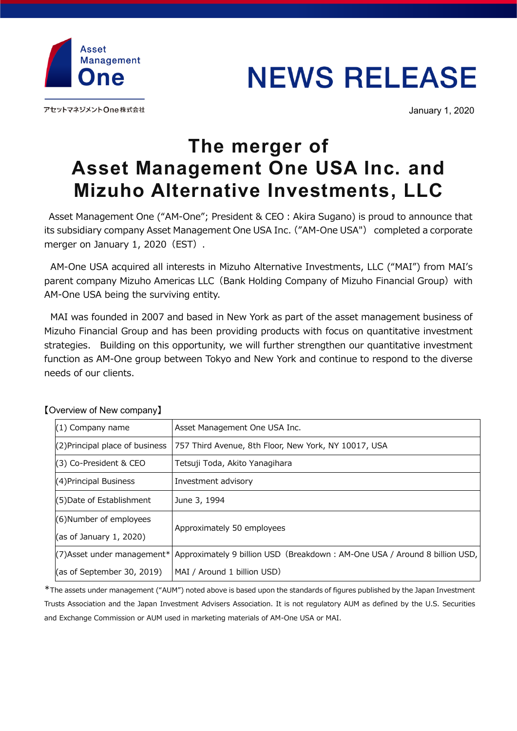Asset Management One

アセットマネジメントOne株式会社

# NEWS RELEASE

January 1, 2020

# The merger of Asset Management One USA Inc. and Mizuho Alternative Investments, LLC

Asset Management One (“AM-One”; President & CEO : Akira Sugano) is proud to announce that its subsidiary company Asset Management One USA Inc. (”AM-One USA") completed a corporate merger on January 1, 2020（EST）.

AM-One USA acquired all interests in Mizuho Alternative Investments, LLC (“MAI”) from MAI’s parent company Mizuho Americas LLC（Bank Holding Company of Mizuho Financial Group）with AM-One USA being the surviving entity.

MAI was founded in 2007 and based in New York as part of the asset management business of Mizuho Financial Group and has been providing products with focus on quantitative investment strategies. Building on this opportunity, we will further strengthen our quantitative investment function as AM-One group between Tokyo and New York and continue to respond to the diverse needs of our clients.

【Overview of New company】

| | |
|---|---|
| (1) Company name | Asset Management One USA Inc. |
| (2)Principal place of business | 757 Third Avenue, 8th Floor, New York, NY 10017, USA |
| (3) Co-President & CEO | Tetsuji Toda, Akito Yanagihara |
| (4)Principal Business | Investment advisory |
| (5)Date of Establishment | June 3, 1994 |
| (6)Number of employees (as of January 1, 2020) | Approximately 50 employees |
| (7)Asset under management* (as of September 30, 2019) | Approximately 9 billion USD（Breakdown : AM-One USA / Around 8 billion USD, MAI / Around 1 billion USD） |

*The assets under management (“AUM”) noted above is based upon the standards of figures published by the Japan Investment Trusts Association and the Japan Investment Advisers Association. It is not regulatory AUM as defined by the U.S. Securities and Exchange Commission or AUM used in marketing materials of AM-One USA or MAI.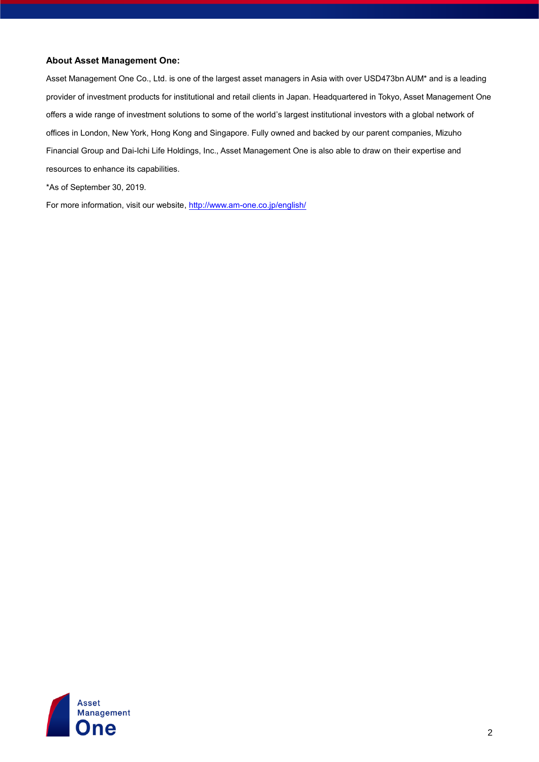**About Asset Management One:**

Asset Management One Co., Ltd. is one of the largest asset managers in Asia with over USD473bn AUM* and is a leading provider of investment products for institutional and retail clients in Japan. Headquartered in Tokyo, Asset Management One offers a wide range of investment solutions to some of the world's largest institutional investors with a global network of offices in London, New York, Hong Kong and Singapore. Fully owned and backed by our parent companies, Mizuho Financial Group and Dai-Ichi Life Holdings, Inc., Asset Management One is also able to draw on their expertise and resources to enhance its capabilities.

*As of September 30, 2019.

For more information, visit our website, http://www.am-one.co.jp/english/